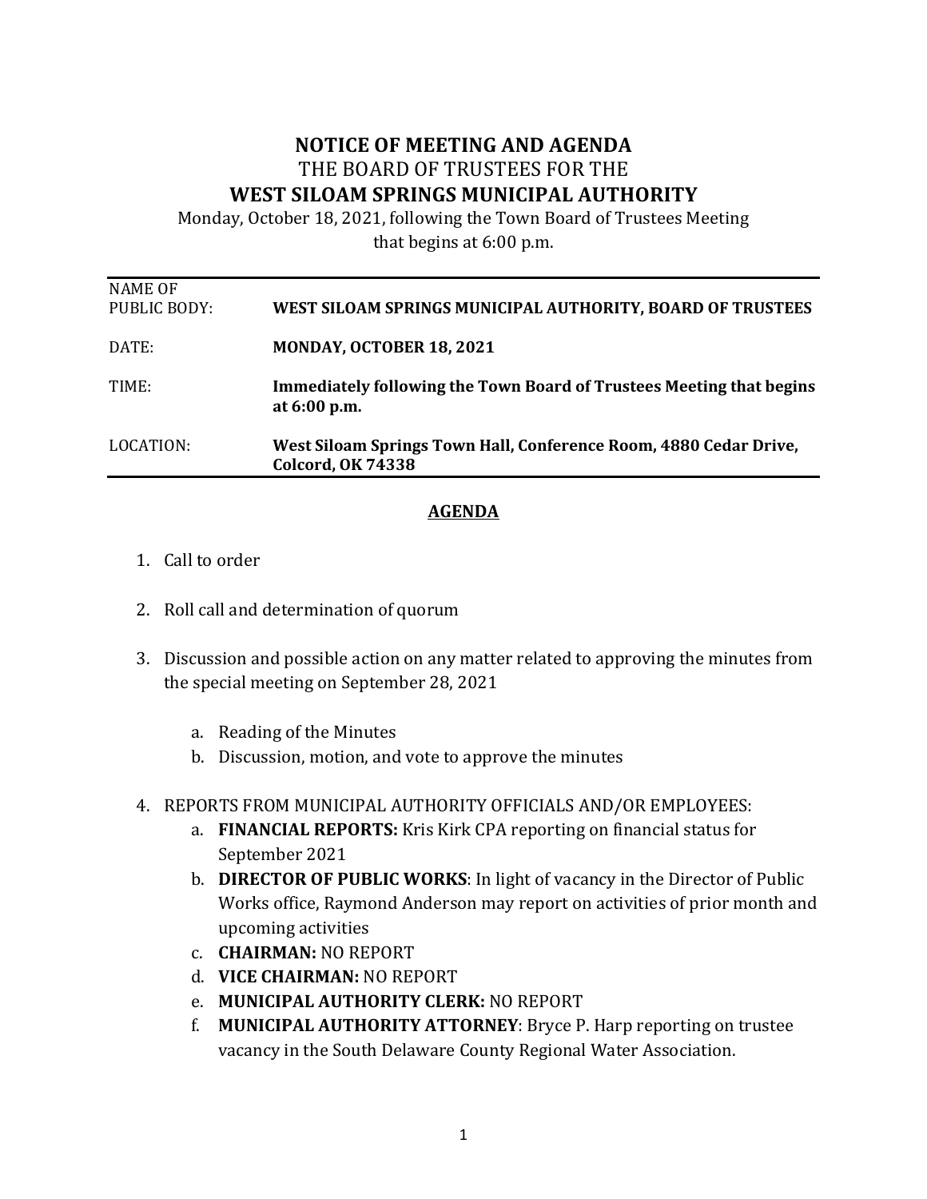# NOTICE OF MEETING AND AGENDA

THE BOARD OF TRUSTEES FOR THE

## WEST SILOAM SPRINGS MUNICIPAL AUTHORITY

Monday, October 18, 2021, following the Town Board of Trustees Meeting that begins at 6:00 p.m.

| | |
|---|---|
| NAME OF PUBLIC BODY: | **WEST SILOAM SPRINGS MUNICIPAL AUTHORITY, BOARD OF TRUSTEES** |
| DATE: | **MONDAY, OCTOBER 18, 2021** |
| TIME: | **Immediately following the Town Board of Trustees Meeting that begins at 6:00 p.m.** |
| LOCATION: | **West Siloam Springs Town Hall, Conference Room, 4880 Cedar Drive, Colcord, OK 74338** |

## AGENDA

1. Call to order
2. Roll call and determination of quorum
3. Discussion and possible action on any matter related to approving the minutes from the special meeting on September 28, 2021
   a. Reading of the Minutes
   b. Discussion, motion, and vote to approve the minutes
4. REPORTS FROM MUNICIPAL AUTHORITY OFFICIALS AND/OR EMPLOYEES:
   a. **FINANCIAL REPORTS:** Kris Kirk CPA reporting on financial status for September 2021
   b. **DIRECTOR OF PUBLIC WORKS**: In light of vacancy in the Director of Public Works office, Raymond Anderson may report on activities of prior month and upcoming activities
   c. **CHAIRMAN:** NO REPORT
   d. **VICE CHAIRMAN:** NO REPORT
   e. **MUNICIPAL AUTHORITY CLERK:** NO REPORT
   f. **MUNICIPAL AUTHORITY ATTORNEY**: Bryce P. Harp reporting on trustee vacancy in the South Delaware County Regional Water Association.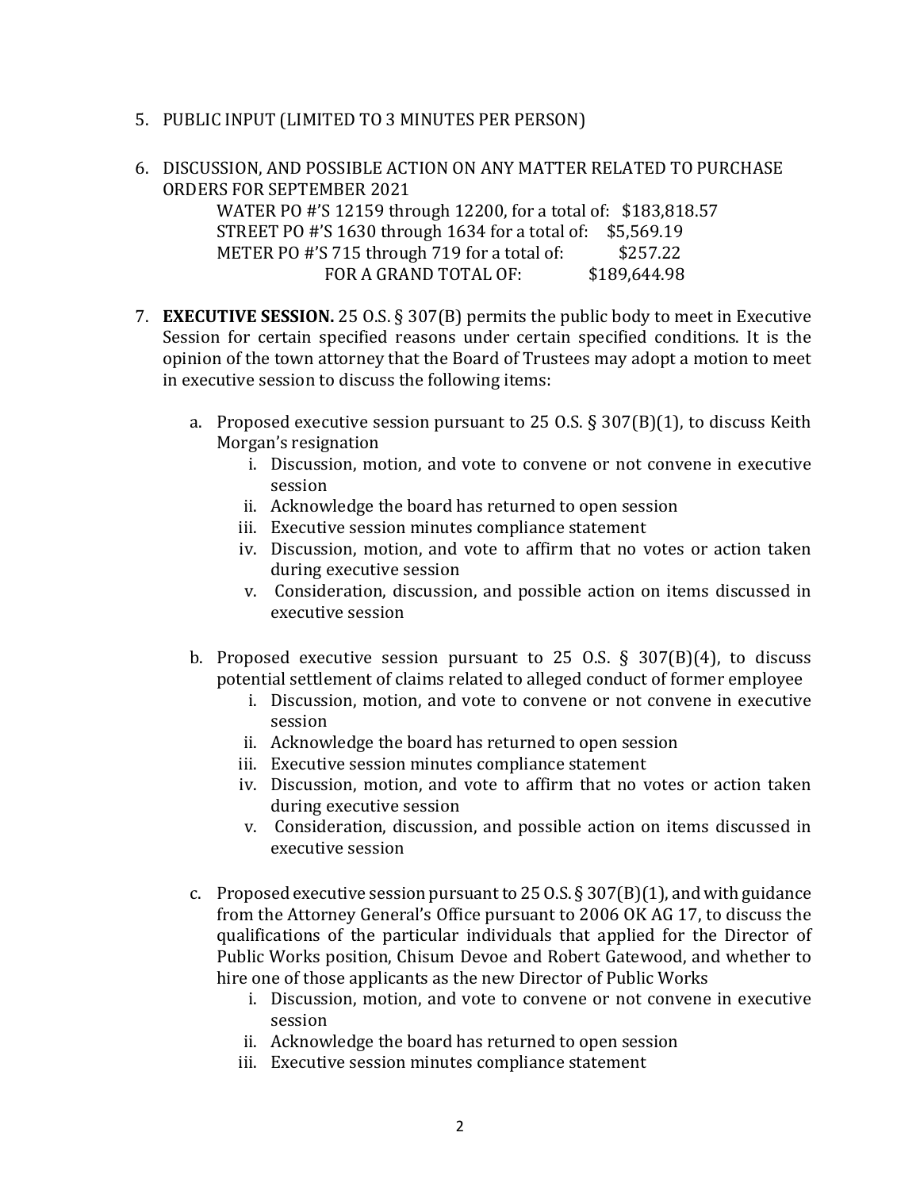5. PUBLIC INPUT (LIMITED TO 3 MINUTES PER PERSON)

6. DISCUSSION, AND POSSIBLE ACTION ON ANY MATTER RELATED TO PURCHASE ORDERS FOR SEPTEMBER 2021

   WATER PO #'S 12159 through 12200, for a total of: $183,818.57
   STREET PO #'S 1630 through 1634 for a total of: $5,569.19
   METER PO #'S 715 through 719 for a total of: $257.22
   FOR A GRAND TOTAL OF: $189,644.98

7. **EXECUTIVE SESSION.** 25 O.S. § 307(B) permits the public body to meet in Executive Session for certain specified reasons under certain specified conditions. It is the opinion of the town attorney that the Board of Trustees may adopt a motion to meet in executive session to discuss the following items:

   a. Proposed executive session pursuant to 25 O.S. § 307(B)(1), to discuss Keith Morgan's resignation
      i. Discussion, motion, and vote to convene or not convene in executive session
      ii. Acknowledge the board has returned to open session
      iii. Executive session minutes compliance statement
      iv. Discussion, motion, and vote to affirm that no votes or action taken during executive session
      v. Consideration, discussion, and possible action on items discussed in executive session

   b. Proposed executive session pursuant to 25 O.S. § 307(B)(4), to discuss potential settlement of claims related to alleged conduct of former employee
      i. Discussion, motion, and vote to convene or not convene in executive session
      ii. Acknowledge the board has returned to open session
      iii. Executive session minutes compliance statement
      iv. Discussion, motion, and vote to affirm that no votes or action taken during executive session
      v. Consideration, discussion, and possible action on items discussed in executive session

   c. Proposed executive session pursuant to 25 O.S. § 307(B)(1), and with guidance from the Attorney General's Office pursuant to 2006 OK AG 17, to discuss the qualifications of the particular individuals that applied for the Director of Public Works position, Chisum Devoe and Robert Gatewood, and whether to hire one of those applicants as the new Director of Public Works
      i. Discussion, motion, and vote to convene or not convene in executive session
      ii. Acknowledge the board has returned to open session
      iii. Executive session minutes compliance statement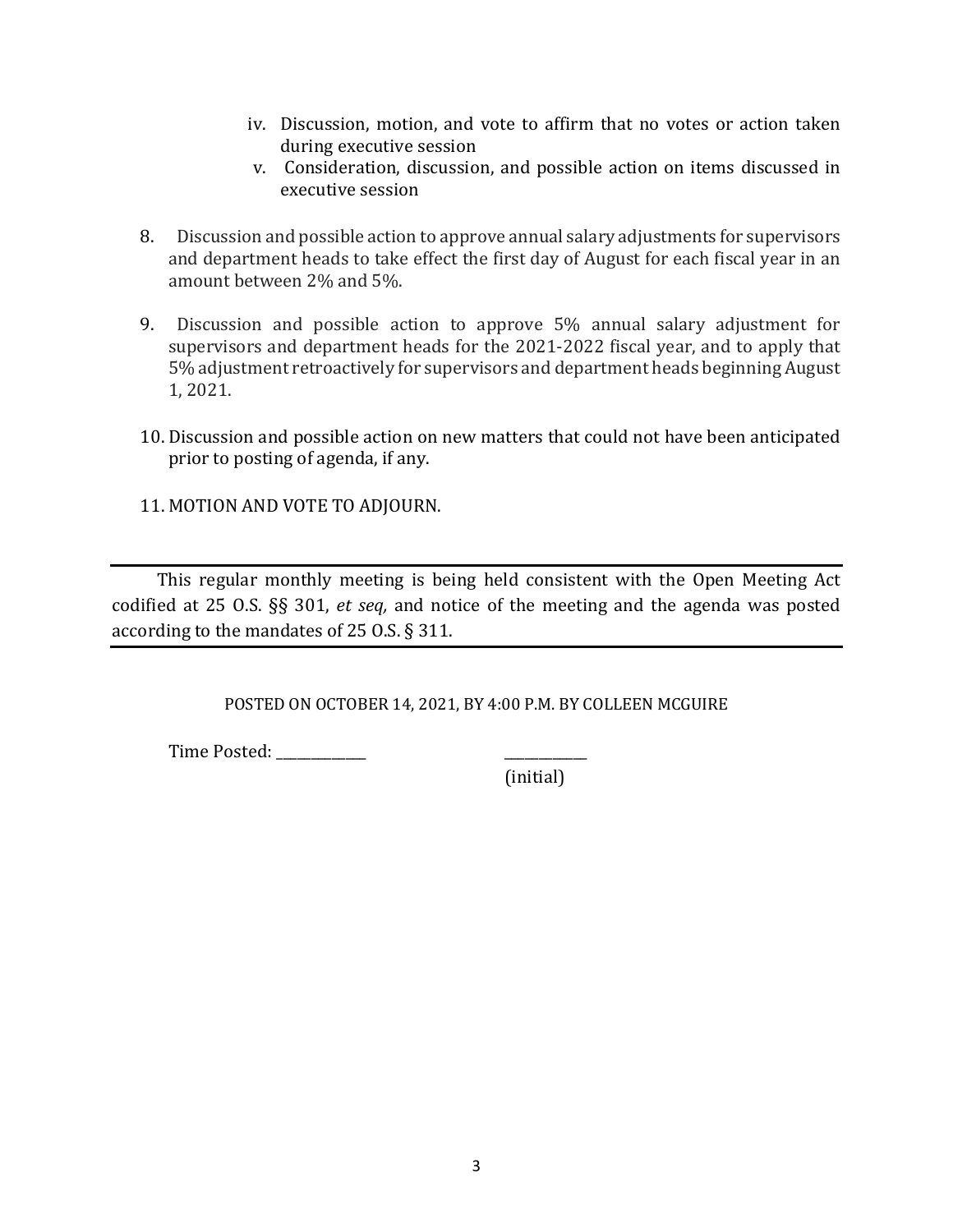iv. Discussion, motion, and vote to affirm that no votes or action taken during executive session

v. Consideration, discussion, and possible action on items discussed in executive session

8. Discussion and possible action to approve annual salary adjustments for supervisors and department heads to take effect the first day of August for each fiscal year in an amount between 2% and 5%.

9. Discussion and possible action to approve 5% annual salary adjustment for supervisors and department heads for the 2021-2022 fiscal year, and to apply that 5% adjustment retroactively for supervisors and department heads beginning August 1, 2021.

10. Discussion and possible action on new matters that could not have been anticipated prior to posting of agenda, if any.

11. MOTION AND VOTE TO ADJOURN.

---

This regular monthly meeting is being held consistent with the Open Meeting Act codified at 25 O.S. §§ 301, *et seq,* and notice of the meeting and the agenda was posted according to the mandates of 25 O.S. § 311.

---

POSTED ON OCTOBER 14, 2021, BY 4:00 P.M. BY COLLEEN MCGUIRE

Time Posted: ____________ ___________
(initial)